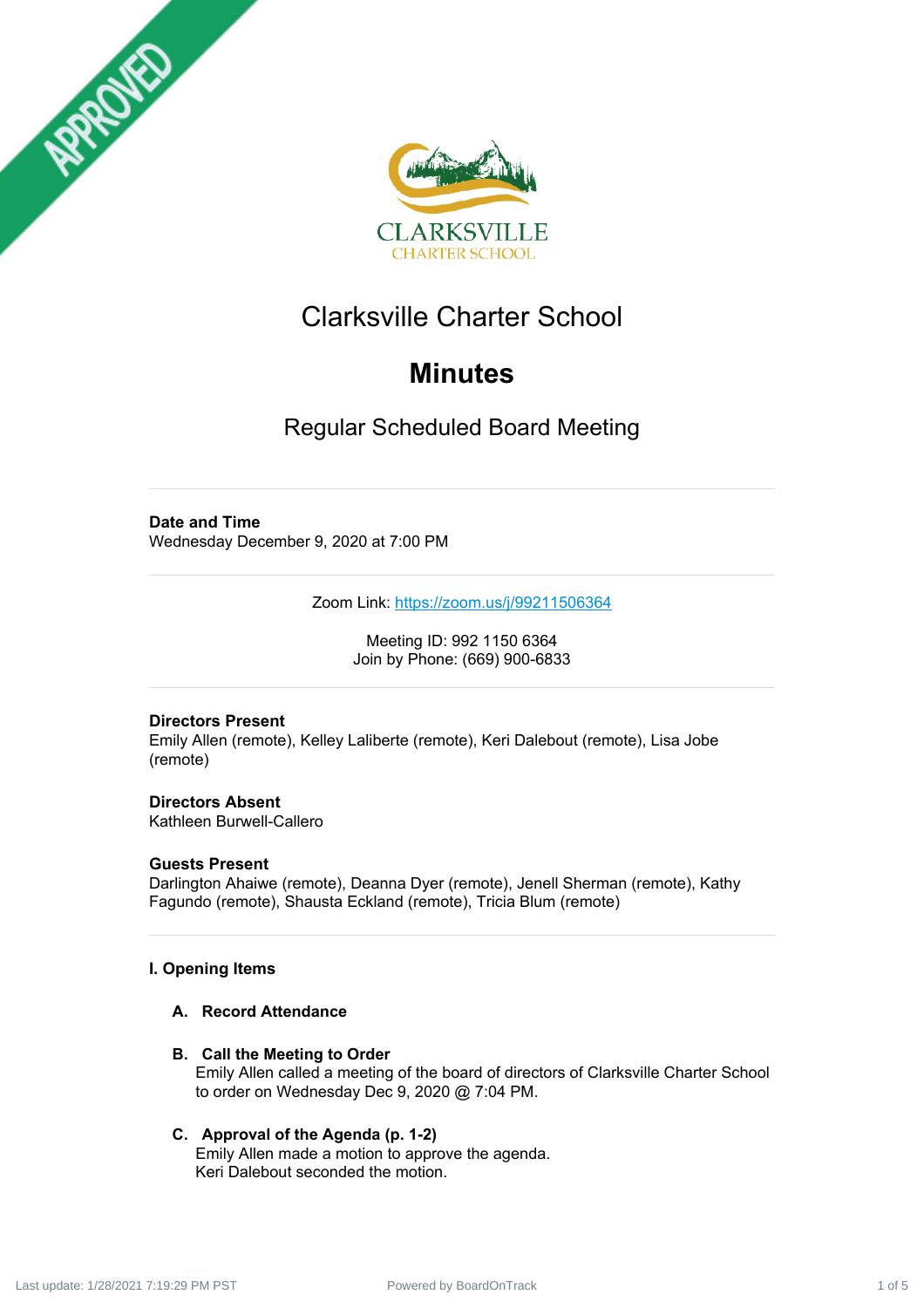# Clarksville Charter School

# Minutes

## Regular Scheduled Board Meeting

---

**Date and Time**
Wednesday December 9, 2020 at 7:00 PM

---

Zoom Link: https://zoom.us/j/99211506364

Meeting ID: 992 1150 6364
Join by Phone: (669) 900-6833

---

**Directors Present**
Emily Allen (remote), Kelley Laliberte (remote), Keri Dalebout (remote), Lisa Jobe (remote)

**Directors Absent**
Kathleen Burwell-Callero

**Guests Present**
Darlington Ahaiwe (remote), Deanna Dyer (remote), Jenell Sherman (remote), Kathy Fagundo (remote), Shausta Eckland (remote), Tricia Blum (remote)

---

### I. Opening Items

**A. Record Attendance**

**B. Call the Meeting to Order**
Emily Allen called a meeting of the board of directors of Clarksville Charter School to order on Wednesday Dec 9, 2020 @ 7:04 PM.

**C. Approval of the Agenda (p. 1-2)**
Emily Allen made a motion to approve the agenda.
Keri Dalebout seconded the motion.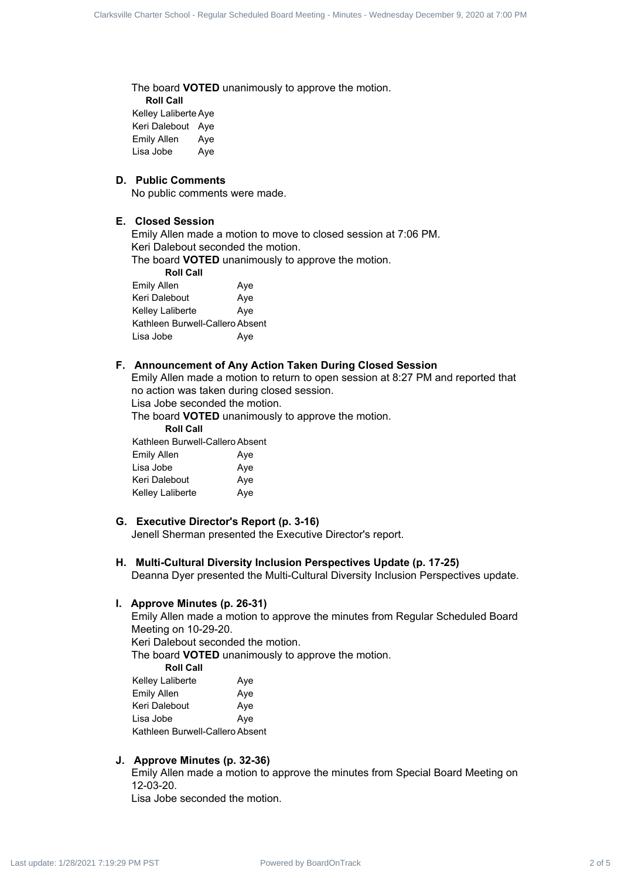The board **VOTED** unanimously to approve the motion.

**Roll Call**

| | |
|---|---|
| Kelley Laliberte | Aye |
| Keri Dalebout | Aye |
| Emily Allen | Aye |
| Lisa Jobe | Aye |

### D. Public Comments

No public comments were made.

### E. Closed Session

Emily Allen made a motion to move to closed session at 7:06 PM.
Keri Dalebout seconded the motion.
The board **VOTED** unanimously to approve the motion.

**Roll Call**

| | |
|---|---|
| Emily Allen | Aye |
| Keri Dalebout | Aye |
| Kelley Laliberte | Aye |
| Kathleen Burwell-Callero | Absent |
| Lisa Jobe | Aye |

### F. Announcement of Any Action Taken During Closed Session

Emily Allen made a motion to return to open session at 8:27 PM and reported that no action was taken during closed session.
Lisa Jobe seconded the motion.
The board **VOTED** unanimously to approve the motion.

**Roll Call**

| | |
|---|---|
| Kathleen Burwell-Callero | Absent |
| Emily Allen | Aye |
| Lisa Jobe | Aye |
| Keri Dalebout | Aye |
| Kelley Laliberte | Aye |

### G. Executive Director's Report (p. 3-16)

Jenell Sherman presented the Executive Director's report.

### H. Multi-Cultural Diversity Inclusion Perspectives Update (p. 17-25)

Deanna Dyer presented the Multi-Cultural Diversity Inclusion Perspectives update.

### I. Approve Minutes (p. 26-31)

Emily Allen made a motion to approve the minutes from Regular Scheduled Board Meeting on 10-29-20.
Keri Dalebout seconded the motion.
The board **VOTED** unanimously to approve the motion.

**Roll Call**

| | |
|---|---|
| Kelley Laliberte | Aye |
| Emily Allen | Aye |
| Keri Dalebout | Aye |
| Lisa Jobe | Aye |
| Kathleen Burwell-Callero | Absent |

### J. Approve Minutes (p. 32-36)

Emily Allen made a motion to approve the minutes from Special Board Meeting on 12-03-20.
Lisa Jobe seconded the motion.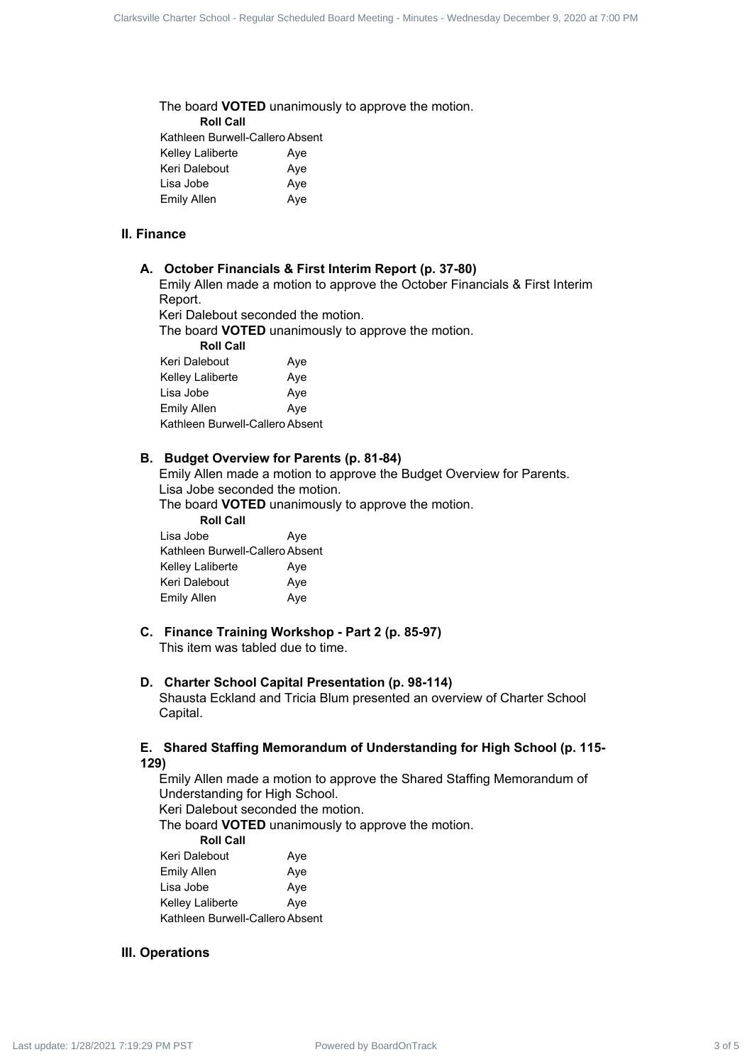The board **VOTED** unanimously to approve the motion.

**Roll Call**

| | |
|---|---|
| Kathleen Burwell-Callero | Absent |
| Kelley Laliberte | Aye |
| Keri Dalebout | Aye |
| Lisa Jobe | Aye |
| Emily Allen | Aye |

## II. Finance

### A. October Financials & First Interim Report (p. 37-80)

Emily Allen made a motion to approve the October Financials & First Interim Report.

Keri Dalebout seconded the motion.

The board **VOTED** unanimously to approve the motion.

**Roll Call**

| | |
|---|---|
| Keri Dalebout | Aye |
| Kelley Laliberte | Aye |
| Lisa Jobe | Aye |
| Emily Allen | Aye |
| Kathleen Burwell-Callero | Absent |

### B. Budget Overview for Parents (p. 81-84)

Emily Allen made a motion to approve the Budget Overview for Parents.

Lisa Jobe seconded the motion.

The board **VOTED** unanimously to approve the motion.

**Roll Call**

| | |
|---|---|
| Lisa Jobe | Aye |
| Kathleen Burwell-Callero | Absent |
| Kelley Laliberte | Aye |
| Keri Dalebout | Aye |
| Emily Allen | Aye |

### C. Finance Training Workshop - Part 2 (p. 85-97)

This item was tabled due to time.

### D. Charter School Capital Presentation (p. 98-114)

Shausta Eckland and Tricia Blum presented an overview of Charter School Capital.

### E. Shared Staffing Memorandum of Understanding for High School (p. 115-129)

Emily Allen made a motion to approve the Shared Staffing Memorandum of Understanding for High School.

Keri Dalebout seconded the motion.

The board **VOTED** unanimously to approve the motion.

**Roll Call**

| | |
|---|---|
| Keri Dalebout | Aye |
| Emily Allen | Aye |
| Lisa Jobe | Aye |
| Kelley Laliberte | Aye |
| Kathleen Burwell-Callero | Absent |

## III. Operations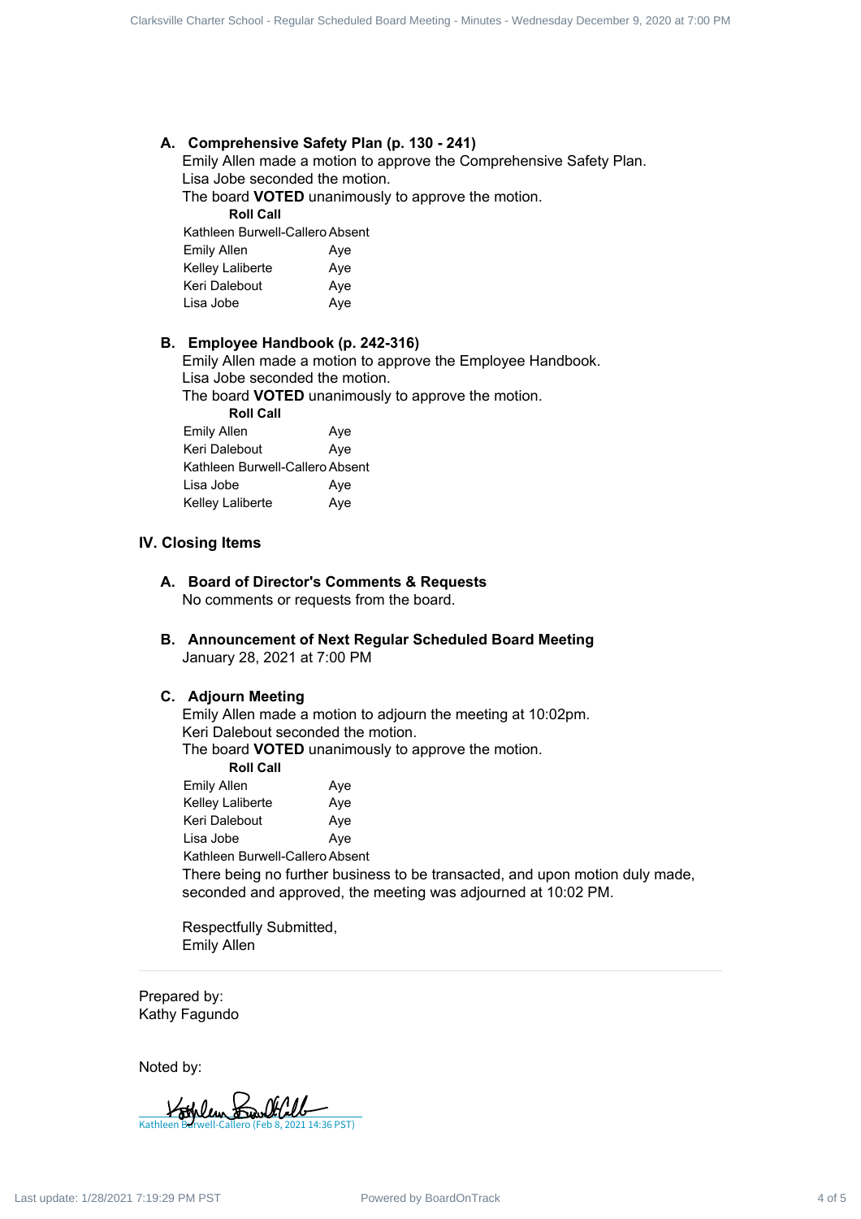### A. Comprehensive Safety Plan (p. 130 - 241)

Emily Allen made a motion to approve the Comprehensive Safety Plan.
Lisa Jobe seconded the motion.
The board **VOTED** unanimously to approve the motion.

**Roll Call**

| | |
|---|---|
| Kathleen Burwell-Callero | Absent |
| Emily Allen | Aye |
| Kelley Laliberte | Aye |
| Keri Dalebout | Aye |
| Lisa Jobe | Aye |

### B. Employee Handbook (p. 242-316)

Emily Allen made a motion to approve the Employee Handbook.
Lisa Jobe seconded the motion.
The board **VOTED** unanimously to approve the motion.

**Roll Call**

| | |
|---|---|
| Emily Allen | Aye |
| Keri Dalebout | Aye |
| Kathleen Burwell-Callero | Absent |
| Lisa Jobe | Aye |
| Kelley Laliberte | Aye |

## IV. Closing Items

### A. Board of Director's Comments & Requests

No comments or requests from the board.

### B. Announcement of Next Regular Scheduled Board Meeting

January 28, 2021 at 7:00 PM

### C. Adjourn Meeting

Emily Allen made a motion to adjourn the meeting at 10:02pm.
Keri Dalebout seconded the motion.
The board **VOTED** unanimously to approve the motion.

**Roll Call**

| | |
|---|---|
| Emily Allen | Aye |
| Kelley Laliberte | Aye |
| Keri Dalebout | Aye |
| Lisa Jobe | Aye |
| Kathleen Burwell-Callero | Absent |

There being no further business to be transacted, and upon motion duly made, seconded and approved, the meeting was adjourned at 10:02 PM.

Respectfully Submitted,
Emily Allen

---

Prepared by:
Kathy Fagundo

Noted by:

Kathleen Burwell-Callero (Feb 8, 2021 14:36 PST)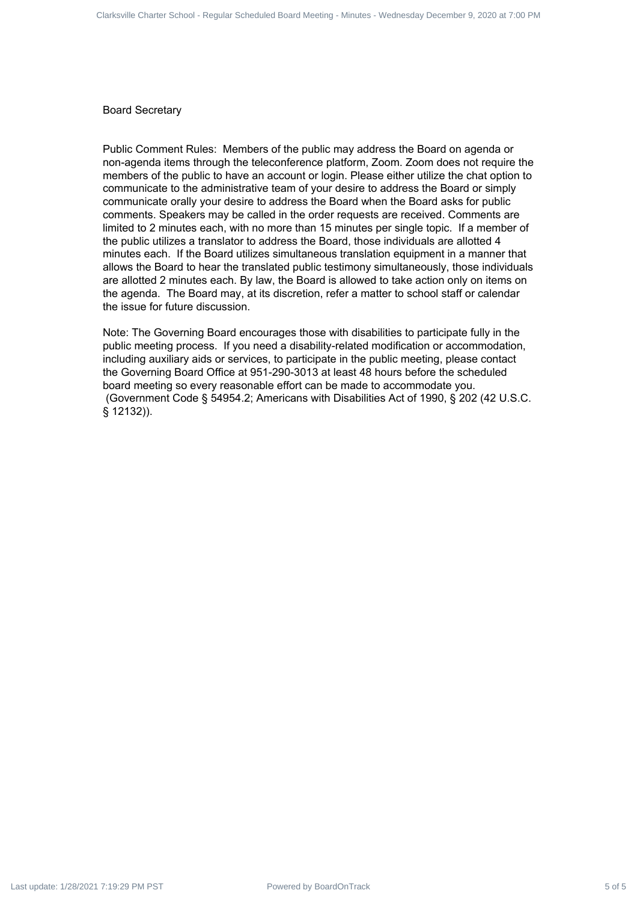Board Secretary

Public Comment Rules: Members of the public may address the Board on agenda or non-agenda items through the teleconference platform, Zoom. Zoom does not require the members of the public to have an account or login. Please either utilize the chat option to communicate to the administrative team of your desire to address the Board or simply communicate orally your desire to address the Board when the Board asks for public comments. Speakers may be called in the order requests are received. Comments are limited to 2 minutes each, with no more than 15 minutes per single topic. If a member of the public utilizes a translator to address the Board, those individuals are allotted 4 minutes each. If the Board utilizes simultaneous translation equipment in a manner that allows the Board to hear the translated public testimony simultaneously, those individuals are allotted 2 minutes each. By law, the Board is allowed to take action only on items on the agenda. The Board may, at its discretion, refer a matter to school staff or calendar the issue for future discussion.

Note: The Governing Board encourages those with disabilities to participate fully in the public meeting process. If you need a disability-related modification or accommodation, including auxiliary aids or services, to participate in the public meeting, please contact the Governing Board Office at 951-290-3013 at least 48 hours before the scheduled board meeting so every reasonable effort can be made to accommodate you. (Government Code § 54954.2; Americans with Disabilities Act of 1990, § 202 (42 U.S.C. § 12132)).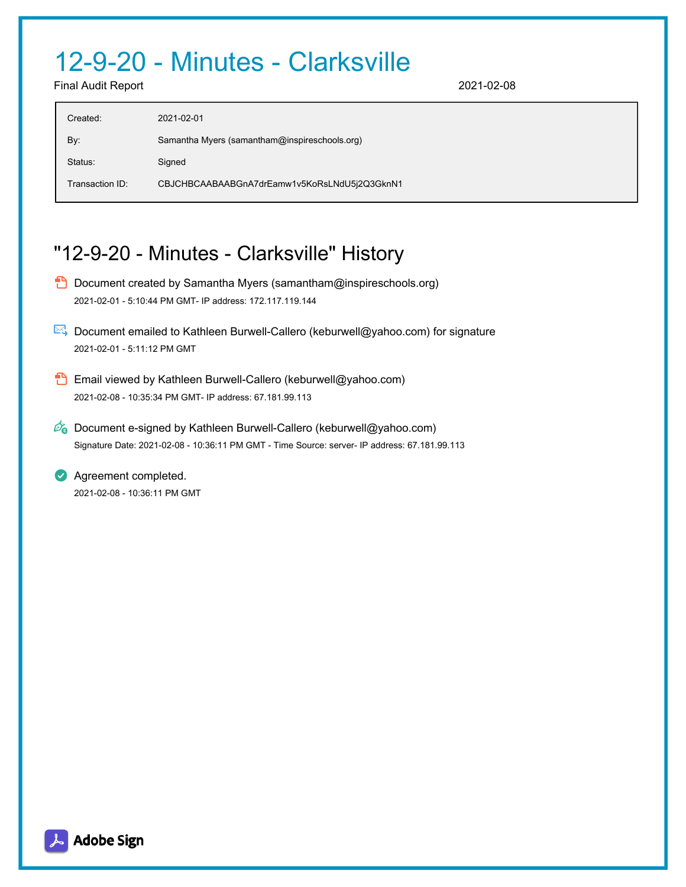# 12-9-20 - Minutes - Clarksville

Final Audit Report 2021-02-08

| | |
|---|---|
| Created: | 2021-02-01 |
| By: | Samantha Myers (samantham@inspireschools.org) |
| Status: | Signed |
| Transaction ID: | CBJCHBCAABAABGnA7drEamw1v5KoRsLNdU5j2Q3GknN1 |

## "12-9-20 - Minutes - Clarksville" History

- Document created by Samantha Myers (samantham@inspireschools.org)
  2021-02-01 - 5:10:44 PM GMT- IP address: 172.117.119.144

- Document emailed to Kathleen Burwell-Callero (keburwell@yahoo.com) for signature
  2021-02-01 - 5:11:12 PM GMT

- Email viewed by Kathleen Burwell-Callero (keburwell@yahoo.com)
  2021-02-08 - 10:35:34 PM GMT- IP address: 67.181.99.113

- Document e-signed by Kathleen Burwell-Callero (keburwell@yahoo.com)
  Signature Date: 2021-02-08 - 10:36:11 PM GMT - Time Source: server- IP address: 67.181.99.113

- Agreement completed.
  2021-02-08 - 10:36:11 PM GMT

Adobe Sign